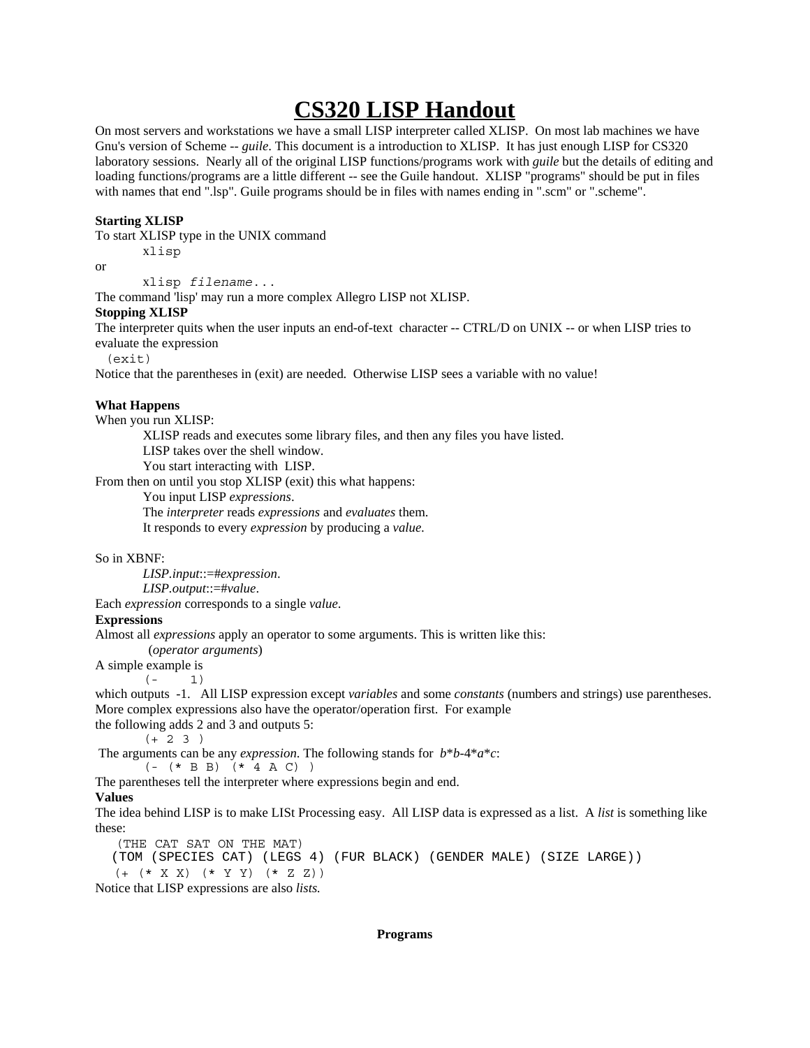# CS320 LISP Handout

On most servers and workstations we have a small LISP interpreter called XLISP. On most lab machines we have Gnu's version of Scheme -- *guile*. This document is a introduction to XLISP. It has just enough LISP for CS320 laboratory sessions. Nearly all of the original LISP functions/programs work with *guile* but the details of editing and loading functions/programs are a little different -- see the Guile handout. XLISP "programs" should be put in files with names that end ".lsp". Guile programs should be in files with names ending in ".scm" or ".scheme".

**Starting XLISP**

To start XLISP type in the UNIX command

```
xlisp
```

or

```
xlisp filename...
```

The command 'lisp' may run a more complex Allegro LISP not XLISP.

**Stopping XLISP**

The interpreter quits when the user inputs an end-of-text character -- CTRL/D on UNIX -- or when LISP tries to evaluate the expression

```
(exit)
```

Notice that the parentheses in (exit) are needed. Otherwise LISP sees a variable with no value!

**What Happens**

When you run XLISP:

XLISP reads and executes some library files, and then any files you have listed.
LISP takes over the shell window.
You start interacting with LISP.

From then on until you stop XLISP (exit) this what happens:

You input LISP *expressions*.
The *interpreter* reads *expressions* and *evaluates* them.
It responds to every *expression* by producing a *value*.

So in XBNF:

*LISP*.*input*::=#*expression*.
*LISP*.*output*::=#*value*.

Each *expression* corresponds to a single *value*.

**Expressions**

Almost all *expressions* apply an operator to some arguments. This is written like this:

(*operator arguments*)

A simple example is

```
(-     1)
```

which outputs -1. All LISP expression except *variables* and some *constants* (numbers and strings) use parentheses. More complex expressions also have the operator/operation first. For example
the following adds 2 and 3 and outputs 5:

```
(+ 2 3 )
```

The arguments can be any *expression*. The following stands for $b*b-4*a*c$:

```
(- (* B B) (* 4 A C) )
```

The parentheses tell the interpreter where expressions begin and end.

**Values**

The idea behind LISP is to make LISt Processing easy. All LISP data is expressed as a list. A *list* is something like these:

```
(THE CAT SAT ON THE MAT)
(TOM (SPECIES CAT) (LEGS 4) (FUR BLACK) (GENDER MALE) (SIZE LARGE))
(+ (* X X) (* Y Y) (* Z Z))
```

Notice that LISP expressions are also *lists.*

**Programs**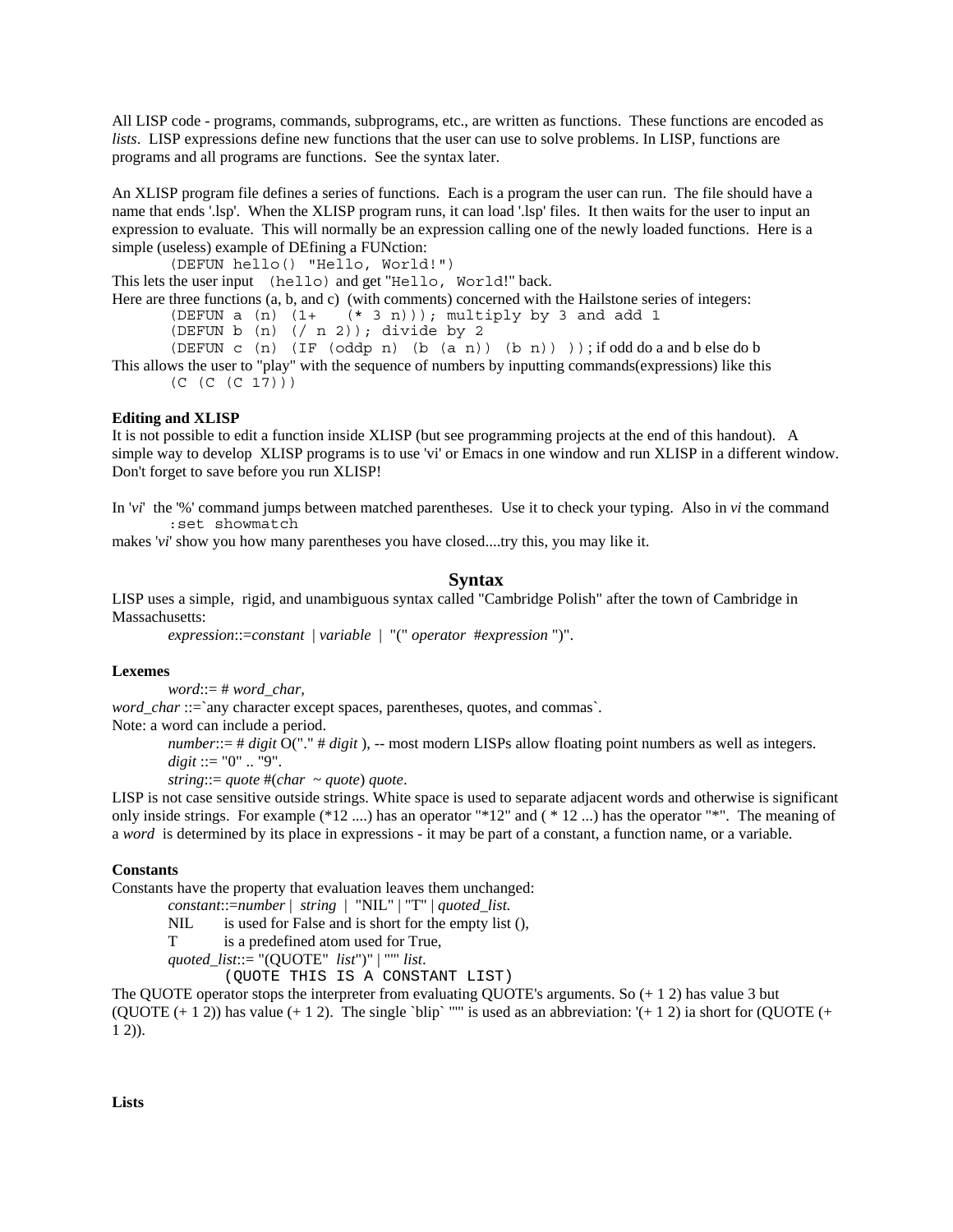All LISP code - programs, commands, subprograms, etc., are written as functions. These functions are encoded as *lists*. LISP expressions define new functions that the user can use to solve problems. In LISP, functions are programs and all programs are functions. See the syntax later.

An XLISP program file defines a series of functions. Each is a program the user can run. The file should have a name that ends '.lsp'. When the XLISP program runs, it can load '.lsp' files. It then waits for the user to input an expression to evaluate. This will normally be an expression calling one of the newly loaded functions. Here is a simple (useless) example of DEfining a FUNction:

```
(DEFUN hello() "Hello, World!")
```

This lets the user input `(hello)` and get "`Hello, World!`" back.

Here are three functions (a, b, and c) (with comments) concerned with the Hailstone series of integers:

```
(DEFUN a (n) (1+   (* 3 n))); multiply by 3 and add 1
(DEFUN b (n) (/ n 2)); divide by 2
(DEFUN c (n) (IF (oddp n) (b (a n)) (b n)) )); if odd do a and b else do b
```

This allows the user to "play" with the sequence of numbers by inputting commands(expressions) like this

```
(C (C (C 17)))
```

**Editing and XLISP**

It is not possible to edit a function inside XLISP (but see programming projects at the end of this handout). A simple way to develop XLISP programs is to use 'vi' or Emacs in one window and run XLISP in a different window. Don't forget to save before you run XLISP!

In '*vi*' the '%' command jumps between matched parentheses. Use it to check your typing. Also in *vi* the command

```
:set showmatch
```

makes '*vi*' show you how many parentheses you have closed....try this, you may like it.

## Syntax

LISP uses a simple, rigid, and unambiguous syntax called "Cambridge Polish" after the town of Cambridge in Massachusetts:

*expression*::=*constant* | *variable* | "(" *operator* #*expression* ")".

**Lexemes**

*word*::= # *word_char*,

*word_char* ::=`any character except spaces, parentheses, quotes, and commas`.

Note: a word can include a period.

*number*::= # *digit* O("." # *digit* ), -- most modern LISPs allow floating point numbers as well as integers.

*digit* ::= "0" .. "9".

*string*::= *quote* #(*char* ~ *quote*) *quote*.

LISP is not case sensitive outside strings. White space is used to separate adjacent words and otherwise is significant only inside strings. For example (*12 ....) has an operator "*12" and ( * 12 ...) has the operator "*". The meaning of a *word* is determined by its place in expressions - it may be part of a constant, a function name, or a variable.

**Constants**

Constants have the property that evaluation leaves them unchanged:

*constant*::=*number* | *string* | "NIL" | "T" | *quoted_list.*

NIL is used for False and is short for the empty list (),

T is a predefined atom used for True,

*quoted_list*::= "(QUOTE" *list*")" | "'" *list*.

```
(QUOTE THIS IS A CONSTANT LIST)
```

The QUOTE operator stops the interpreter from evaluating QUOTE's arguments. So (+ 1 2) has value 3 but (QUOTE (+ 1 2)) has value (+ 1 2). The single `blip` "'" is used as an abbreviation: '(+ 1 2) ia short for (QUOTE (+ 1 2)).

**Lists**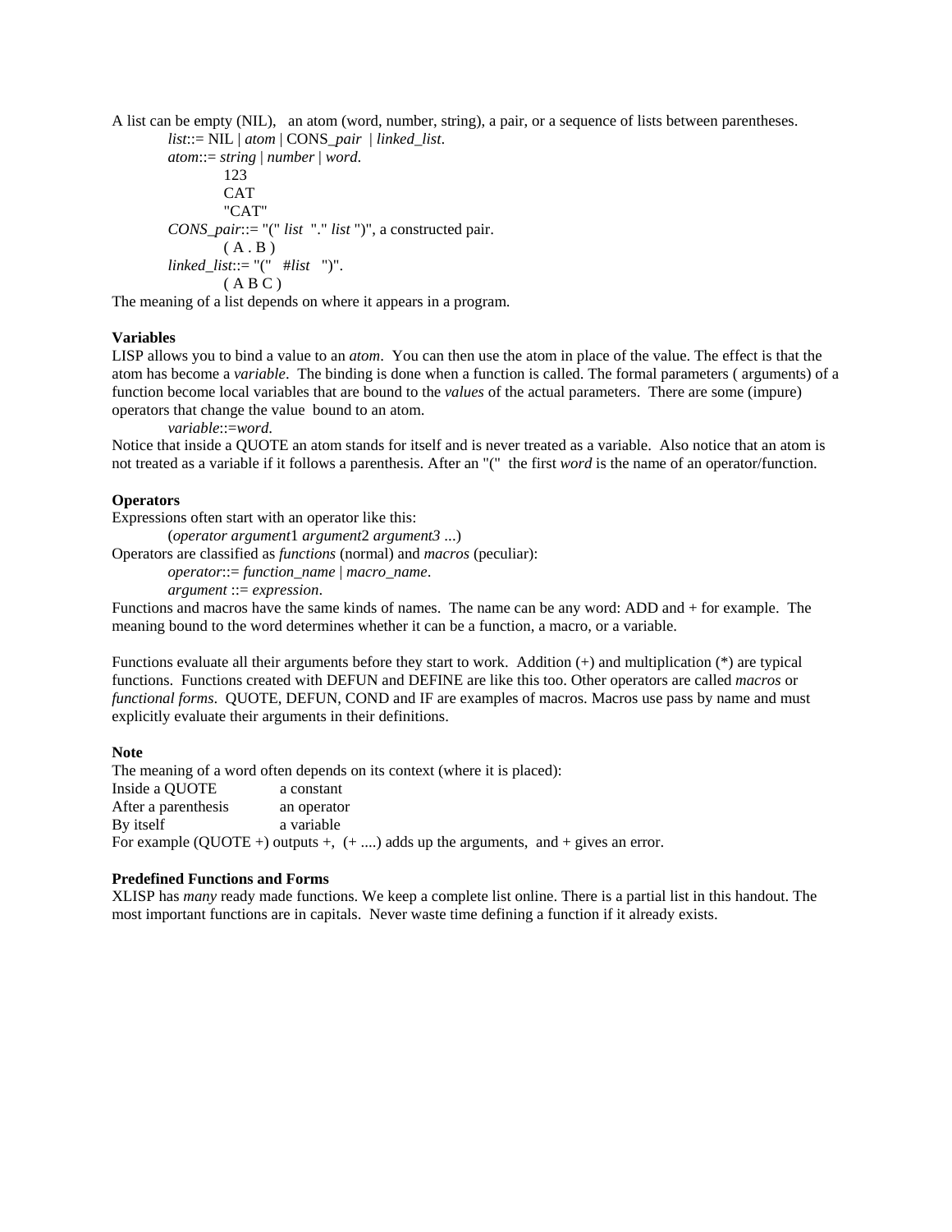A list can be empty (NIL), an atom (word, number, string), a pair, or a sequence of lists between parentheses.

> *list*::= NIL | *atom* | CONS_*pair* | *linked_list*.
>
> *atom*::= *string* | *number* | *word*.
>
> > 123
> >
> > CAT
> >
> > "CAT"
>
> *CONS_pair*::= "(" *list* "." *list* ")", a constructed pair.
>
> > ( A . B )
>
> *linked_list*::= "(" #*list* ")".
>
> > ( A B C )

The meaning of a list depends on where it appears in a program.

**Variables**

LISP allows you to bind a value to an *atom*. You can then use the atom in place of the value. The effect is that the atom has become a *variable*. The binding is done when a function is called. The formal parameters ( arguments) of a function become local variables that are bound to the *values* of the actual parameters. There are some (impure) operators that change the value bound to an atom.

> *variable*::=*word*.

Notice that inside a QUOTE an atom stands for itself and is never treated as a variable. Also notice that an atom is not treated as a variable if it follows a parenthesis. After an "(" the first *word* is the name of an operator/function.

**Operators**

Expressions often start with an operator like this:

> (*operator argument*1 *argument*2 *argument3* ...)

Operators are classified as *functions* (normal) and *macros* (peculiar):

> *operator*::= *function_name* | *macro_name*.
>
> *argument* ::= *expression*.

Functions and macros have the same kinds of names. The name can be any word: ADD and + for example. The meaning bound to the word determines whether it can be a function, a macro, or a variable.

Functions evaluate all their arguments before they start to work. Addition (+) and multiplication (*) are typical functions. Functions created with DEFUN and DEFINE are like this too. Other operators are called *macros* or *functional forms*. QUOTE, DEFUN, COND and IF are examples of macros. Macros use pass by name and must explicitly evaluate their arguments in their definitions.

**Note**

The meaning of a word often depends on its context (where it is placed):

| | |
|---|---|
| Inside a QUOTE | a constant |
| After a parenthesis | an operator |
| By itself | a variable |

For example (QUOTE +) outputs +, (+ ....) adds up the arguments, and + gives an error.

**Predefined Functions and Forms**

XLISP has *many* ready made functions. We keep a complete list online. There is a partial list in this handout. The most important functions are in capitals. Never waste time defining a function if it already exists.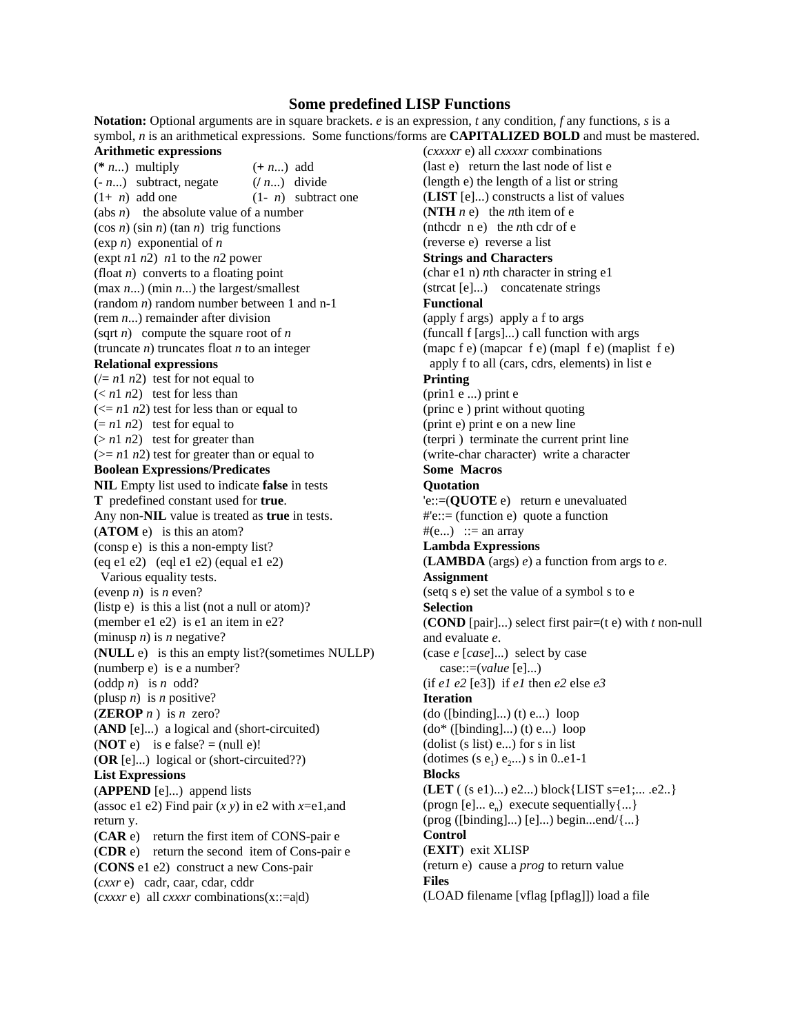# Some predefined LISP Functions

**Notation:** Optional arguments are in square brackets. *e* is an expression, *t* any condition, *f* any functions, *s* is a symbol, *n* is an arithmetical expressions. Some functions/forms are **CAPITALIZED BOLD** and must be mastered.

**Arithmetic expressions**

(**\*** *n*...) multiply (**+** *n*...) add
(**-** *n*...) subtract, negate (**/** *n*...) divide
(1+ *n*) add one (1- *n*) subtract one
(abs *n*) the absolute value of a number
(cos *n*) (sin *n*) (tan *n*) trig functions
(exp *n*) exponential of *n*
(expt *n*1 *n*2) *n*1 to the *n*2 power
(float *n*) converts to a floating point
(max *n*...) (min *n*...) the largest/smallest
(random *n*) random number between 1 and n-1
(rem *n*...) remainder after division
(sqrt *n*) compute the square root of *n*
(truncate *n*) truncates float *n* to an integer

**Relational expressions**

(/= *n*1 *n*2) test for not equal to
(< *n*1 *n*2) test for less than
(<= *n*1 *n*2) test for less than or equal to
(= *n*1 *n*2) test for equal to
(> *n*1 *n*2) test for greater than
(>= *n*1 *n*2) test for greater than or equal to

**Boolean Expressions/Predicates**

**NIL** Empty list used to indicate **false** in tests
**T** predefined constant used for **true**.
Any non-**NIL** value is treated as **true** in tests.
(**ATOM** e) is this an atom?
(consp e) is this a non-empty list?
(eq e1 e2) (eql e1 e2) (equal e1 e2)
Various equality tests.
(evenp *n*) is *n* even?
(listp e) is this a list (not a null or atom)?
(member e1 e2) is e1 an item in e2?
(minusp *n*) is *n* negative?
(**NULL** e) is this an empty list?(sometimes NULLP)
(numberp e) is e a number?
(oddp *n*) is *n* odd?
(plusp *n*) is *n* positive?
(**ZEROP** *n* ) is *n* zero?
(**AND** [e]...) a logical and (short-circuited)
(**NOT** e) is e false? = (null e)!
(**OR** [e]...) logical or (short-circuited??)

**List Expressions**

(**APPEND** [e]...) append lists
(assoc e1 e2) Find pair (*x y*) in e2 with *x*=e1,and return y.
(**CAR** e) return the first item of CONS-pair e
(**CDR** e) return the second item of Cons-pair e
(**CONS** e1 e2) construct a new Cons-pair
(*cxxr* e) cadr, caar, cdar, cddr
(*cxxxr* e) all *cxxxr* combinations(x::=a|d)
(*cxxxxr* e) all *cxxxxr* combinations
(last e) return the last node of list e
(length e) the length of a list or string
(**LIST** [e]...) constructs a list of values
(**NTH** *n* e) the *n*th item of e
(nthcdr n e) the *n*th cdr of e
(reverse e) reverse a list

**Strings and Characters**

(char e1 n) *n*th character in string e1
(strcat [e]...) concatenate strings

**Functional**

(apply f args) apply a f to args
(funcall f [args]...) call function with args
(mapc f e) (mapcar f e) (mapl f e) (maplist f e)
apply f to all (cars, cdrs, elements) in list e

**Printing**

(prin1 e ...) print e
(princ e ) print without quoting
(print e) print e on a new line
(terpri ) terminate the current print line
(write-char character) write a character

**Some Macros**

**Quotation**

'e::=(**QUOTE** e) return e unevaluated
#'e::= (function e) quote a function
#(e...) ::= an array

**Lambda Expressions**

(**LAMBDA** (args) *e*) a function from args to *e*.

**Assignment**

(setq s e) set the value of a symbol s to e

**Selection**

(**COND** [pair]...) select first pair=(t e) with *t* non-null and evaluate *e*.
(case *e* [*case*]...) select by case
case::=(*value* [e]...)
(if *e1 e2* [e3]) if *e1* then *e2* else *e3*

**Iteration**

(do ([binding]...) (t) e...) loop
(do* ([binding]...) (t) e...) loop
(dolist (s list) e...) for s in list
(dotimes (s $e_1$) $e_2$...) s in 0..e1-1

**Blocks**

(**LET** ( (s e1)...) e2...) block{LIST s=e1;... .e2..}
(progn [e]... $e_n$) execute sequentially{...}
(prog ([binding]...) [e]...) begin...end/{...}

**Control**

(**EXIT**) exit XLISP
(return e) cause a *prog* to return value

**Files**

(LOAD filename [vflag [pflag]]) load a file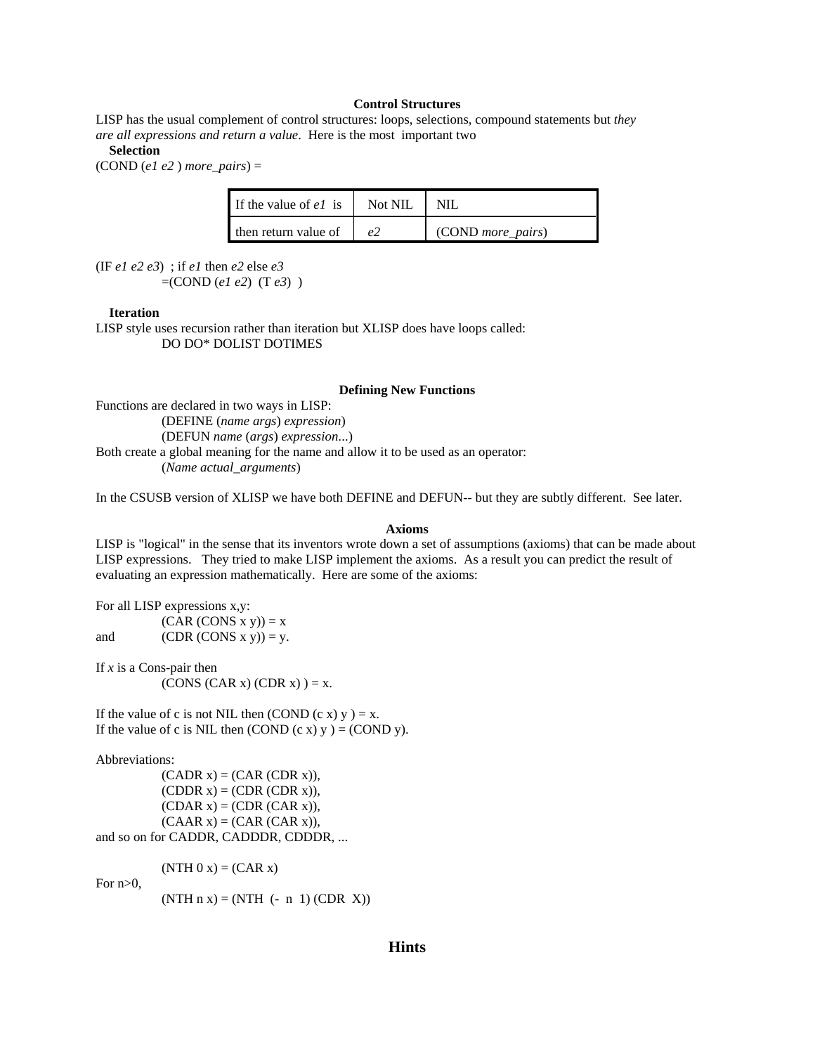### Control Structures

LISP has the usual complement of control structures: loops, selections, compound statements but *they are all expressions and return a value*. Here is the most important two

**Selection**

(COND (*e1 e2* ) *more_pairs*) =

| If the value of *e1* is | Not NIL | NIL |
|---|---|---|
| then return value of | *e2* | (COND *more_pairs*) |

(IF *e1 e2 e3*) ; if *e1* then *e2* else *e3*
=(COND (*e1 e2*) (T *e3*) )

**Iteration**

LISP style uses recursion rather than iteration but XLISP does have loops called:
DO DO* DOLIST DOTIMES

### Defining New Functions

Functions are declared in two ways in LISP:
(DEFINE (*name args*) *expression*)
(DEFUN *name* (*args*) *expression...*)
Both create a global meaning for the name and allow it to be used as an operator:
(*Name actual_arguments*)

In the CSUSB version of XLISP we have both DEFINE and DEFUN-- but they are subtly different. See later.

### Axioms

LISP is "logical" in the sense that its inventors wrote down a set of assumptions (axioms) that can be made about LISP expressions. They tried to make LISP implement the axioms. As a result you can predict the result of evaluating an expression mathematically. Here are some of the axioms:

For all LISP expressions x,y:
(CAR (CONS x y)) = x
and (CDR (CONS x y)) = y.

If *x* is a Cons-pair then
(CONS (CAR x) (CDR x) ) = x.

If the value of c is not NIL then (COND (c x) y ) = x.
If the value of c is NIL then (COND (c x) y ) = (COND y).

Abbreviations:
(CADR x) = (CAR (CDR x)),
(CDDR x) = (CDR (CDR x)),
(CDAR x) = (CDR (CAR x)),
(CAAR x) = (CAR (CAR x)),
and so on for CADDR, CADDDR, CDDDR, ...

(NTH 0 x) = (CAR x)
For n>0,
(NTH n x) = (NTH (- n 1) (CDR X))

## Hints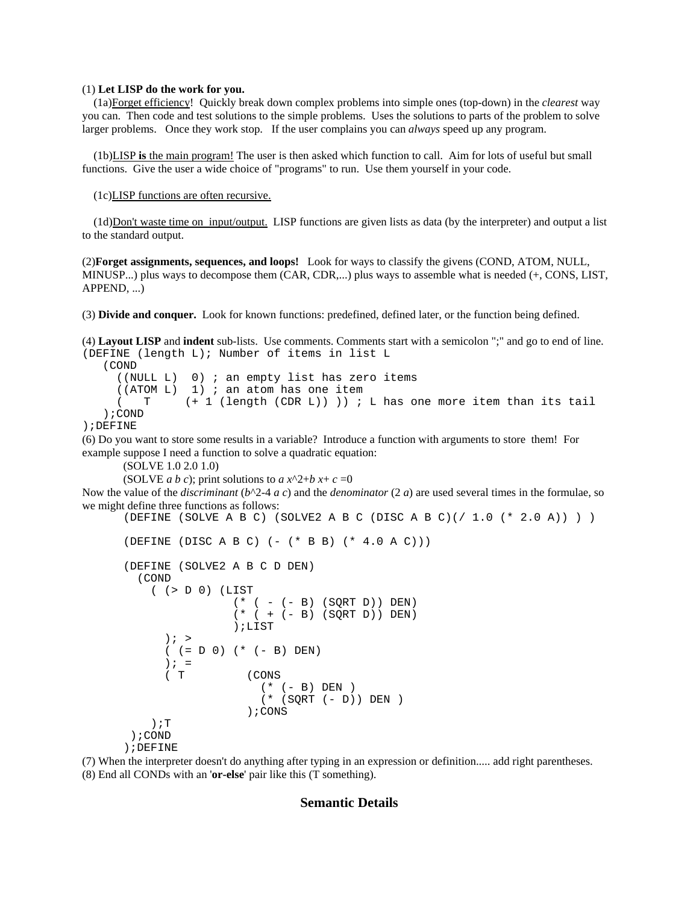(1) **Let LISP do the work for you.**

(1a)Forget efficiency! Quickly break down complex problems into simple ones (top-down) in the *clearest* way you can. Then code and test solutions to the simple problems. Uses the solutions to parts of the problem to solve larger problems. Once they work stop. If the user complains you can *always* speed up any program.

(1b)LISP **is** the main program! The user is then asked which function to call. Aim for lots of useful but small functions. Give the user a wide choice of "programs" to run. Use them yourself in your code.

(1c)LISP functions are often recursive.

(1d)Don't waste time on input/output. LISP functions are given lists as data (by the interpreter) and output a list to the standard output.

(2)**Forget assignments, sequences, and loops!** Look for ways to classify the givens (COND, ATOM, NULL, MINUSP...) plus ways to decompose them (CAR, CDR,...) plus ways to assemble what is needed (+, CONS, LIST, APPEND, ...)

(3) **Divide and conquer.** Look for known functions: predefined, defined later, or the function being defined.

(4) **Layout LISP** and **indent** sub-lists. Use comments. Comments start with a semicolon ";" and go to end of line.

```
(DEFINE (length L); Number of items in list L
   (COND
     ((NULL L)  0) ; an empty list has zero items
     ((ATOM L)  1) ; an atom has one item
     (   T     (+ 1 (length (CDR L)) )) ; L has one more item than its tail
   );COND
);DEFINE
```

(6) Do you want to store some results in a variable? Introduce a function with arguments to store them! For example suppose I need a function to solve a quadratic equation:

(SOLVE 1.0 2.0 1.0)

(SOLVE *a b c*); print solutions to $a\ x^2+b\ x+c=0$

Now the value of the *discriminant* ($b^2-4\ a\ c$) and the *denominator* ($2\ a$) are used several times in the formulae, so we might define three functions as follows:

```
(DEFINE (SOLVE A B C) (SOLVE2 A B C (DISC A B C)(/ 1.0 (* 2.0 A)) ) )

(DEFINE (DISC A B C) (- (* B B) (* 4.0 A C)))

(DEFINE (SOLVE2 A B C D DEN)
  (COND
    ( (> D 0) (LIST
                (* ( - (- B) (SQRT D)) DEN)
                (* ( + (- B) (SQRT D)) DEN)
                );LIST
      ); >
      ( (= D 0) (* (- B) DEN)
      ); =
      ( T         (CONS
                    (* (- B) DEN )
                    (* (SQRT (- D)) DEN )
                  );CONS
    );T
  );COND
);DEFINE
```

(7) When the interpreter doesn't do anything after typing in an expression or definition..... add right parentheses.

(8) End all CONDs with an '**or-else**' pair like this (T something).

## Semantic Details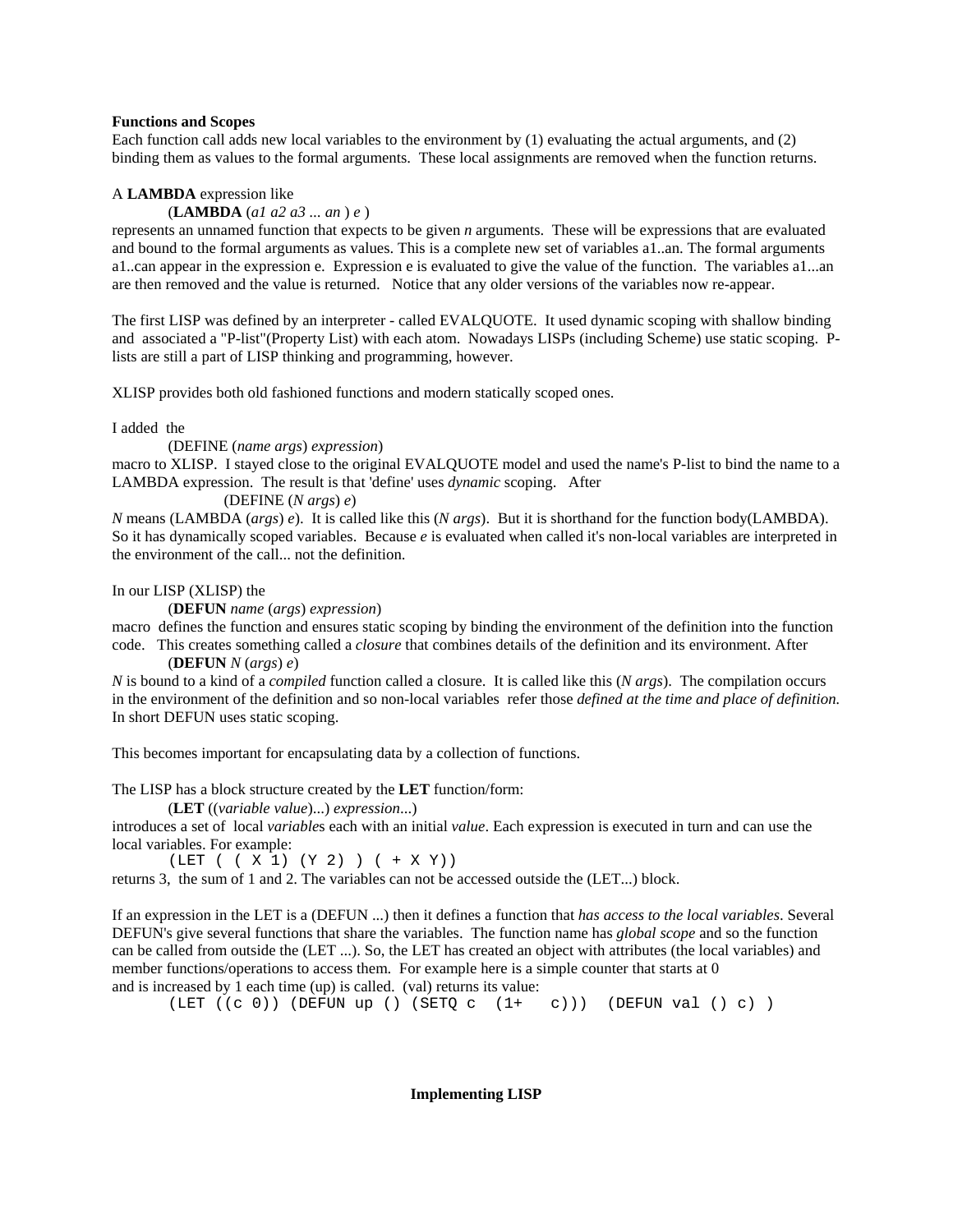**Functions and Scopes**

Each function call adds new local variables to the environment by (1) evaluating the actual arguments, and (2) binding them as values to the formal arguments. These local assignments are removed when the function returns.

A **LAMBDA** expression like

(**LAMBDA** (*a1 a2 a3 ... an* ) *e* )

represents an unnamed function that expects to be given *n* arguments. These will be expressions that are evaluated and bound to the formal arguments as values. This is a complete new set of variables a1..an. The formal arguments a1..can appear in the expression e. Expression e is evaluated to give the value of the function. The variables a1...an are then removed and the value is returned. Notice that any older versions of the variables now re-appear.

The first LISP was defined by an interpreter - called EVALQUOTE. It used dynamic scoping with shallow binding and associated a "P-list"(Property List) with each atom. Nowadays LISPs (including Scheme) use static scoping. P-lists are still a part of LISP thinking and programming, however.

XLISP provides both old fashioned functions and modern statically scoped ones.

I added the

(DEFINE (*name args*) *expression*)

macro to XLISP. I stayed close to the original EVALQUOTE model and used the name's P-list to bind the name to a LAMBDA expression. The result is that 'define' uses *dynamic* scoping. After

(DEFINE (*N args*) *e*)

*N* means (LAMBDA (*args*) *e*). It is called like this (*N args*). But it is shorthand for the function body(LAMBDA). So it has dynamically scoped variables. Because *e* is evaluated when called it's non-local variables are interpreted in the environment of the call... not the definition.

In our LISP (XLISP) the

(**DEFUN** *name* (*args*) *expression*)

macro defines the function and ensures static scoping by binding the environment of the definition into the function code. This creates something called a *closure* that combines details of the definition and its environment. After

(**DEFUN** *N* (*args*) *e*)

*N* is bound to a kind of a *compiled* function called a closure. It is called like this (*N args*). The compilation occurs in the environment of the definition and so non-local variables refer those *defined at the time and place of definition.* In short DEFUN uses static scoping.

This becomes important for encapsulating data by a collection of functions.

The LISP has a block structure created by the **LET** function/form:

(**LET** ((*variable value*)...) *expression*...)

introduces a set of local *variable*s each with an initial *value*. Each expression is executed in turn and can use the local variables. For example:

```
(LET ( ( X 1) (Y 2) ) ( + X Y))
```

returns 3, the sum of 1 and 2. The variables can not be accessed outside the (LET...) block.

If an expression in the LET is a (DEFUN ...) then it defines a function that *has access to the local variables*. Several DEFUN's give several functions that share the variables. The function name has *global scope* and so the function can be called from outside the (LET ...). So, the LET has created an object with attributes (the local variables) and member functions/operations to access them. For example here is a simple counter that starts at 0 and is increased by 1 each time (up) is called. (val) returns its value:

```
(LET ((c 0)) (DEFUN up () (SETQ c  (1+   c)))  (DEFUN val () c) )
```

**Implementing LISP**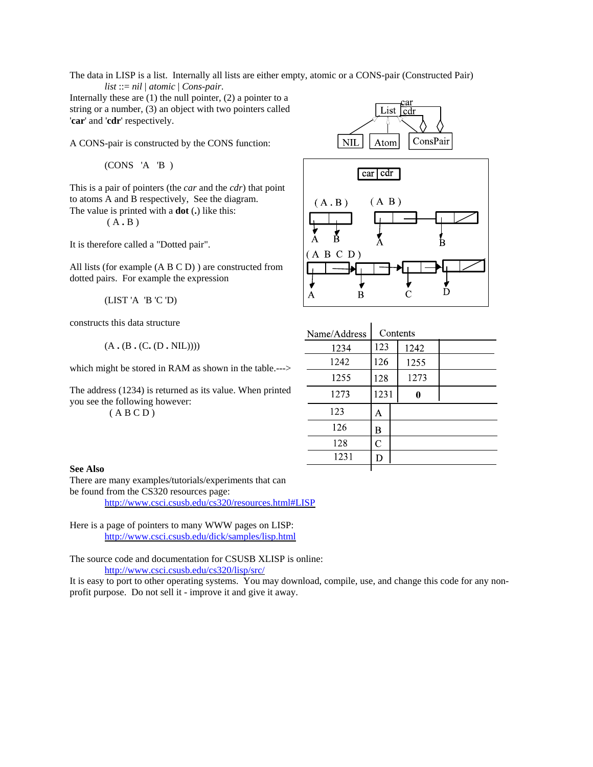The data in LISP is a list. Internally all lists are either empty, atomic or a CONS-pair (Constructed Pair)

*list* ::= *nil* | *atomic* | *Cons-pair*.

Internally these are (1) the null pointer, (2) a pointer to a string or a number, (3) an object with two pointers called '**car**' and '**cdr**' respectively.

A CONS-pair is constructed by the CONS function:

```
(CONS  'A  'B )
```

This is a pair of pointers (the *car* and the *cdr*) that point to atoms A and B respectively, See the diagram. The value is printed with a **dot** (**.**) like this:

( A **.** B )

It is therefore called a "Dotted pair".

All lists (for example (A B C D) ) are constructed from dotted pairs. For example the expression

```
(LIST 'A  'B 'C 'D)
```

constructs this data structure

(A **.** (B **.** (C**.** (D **.** NIL))))

which might be stored in RAM as shown in the table.--->

| Name/Address | Contents | |
|---|---|---|
| 1234 | 123 | 1242 |
| 1242 | 126 | 1255 |
| 1255 | 128 | 1273 |
| 1273 | 1231 | **0** |
| 123 | A | |
| 126 | B | |
| 128 | C | |
| 1231 | D | |

The address (1234) is returned as its value. When printed you see the following however:

( A B C D )

**See Also**

There are many examples/tutorials/experiments that can be found from the CS320 resources page:

http://www.csci.csusb.edu/cs320/resources.html#LISP

Here is a page of pointers to many WWW pages on LISP:

http://www.csci.csusb.edu/dick/samples/lisp.html

The source code and documentation for CSUSB XLISP is online:

http://www.csci.csusb.edu/cs320/lisp/src/

It is easy to port to other operating systems. You may download, compile, use, and change this code for any non-profit purpose. Do not sell it - improve it and give it away.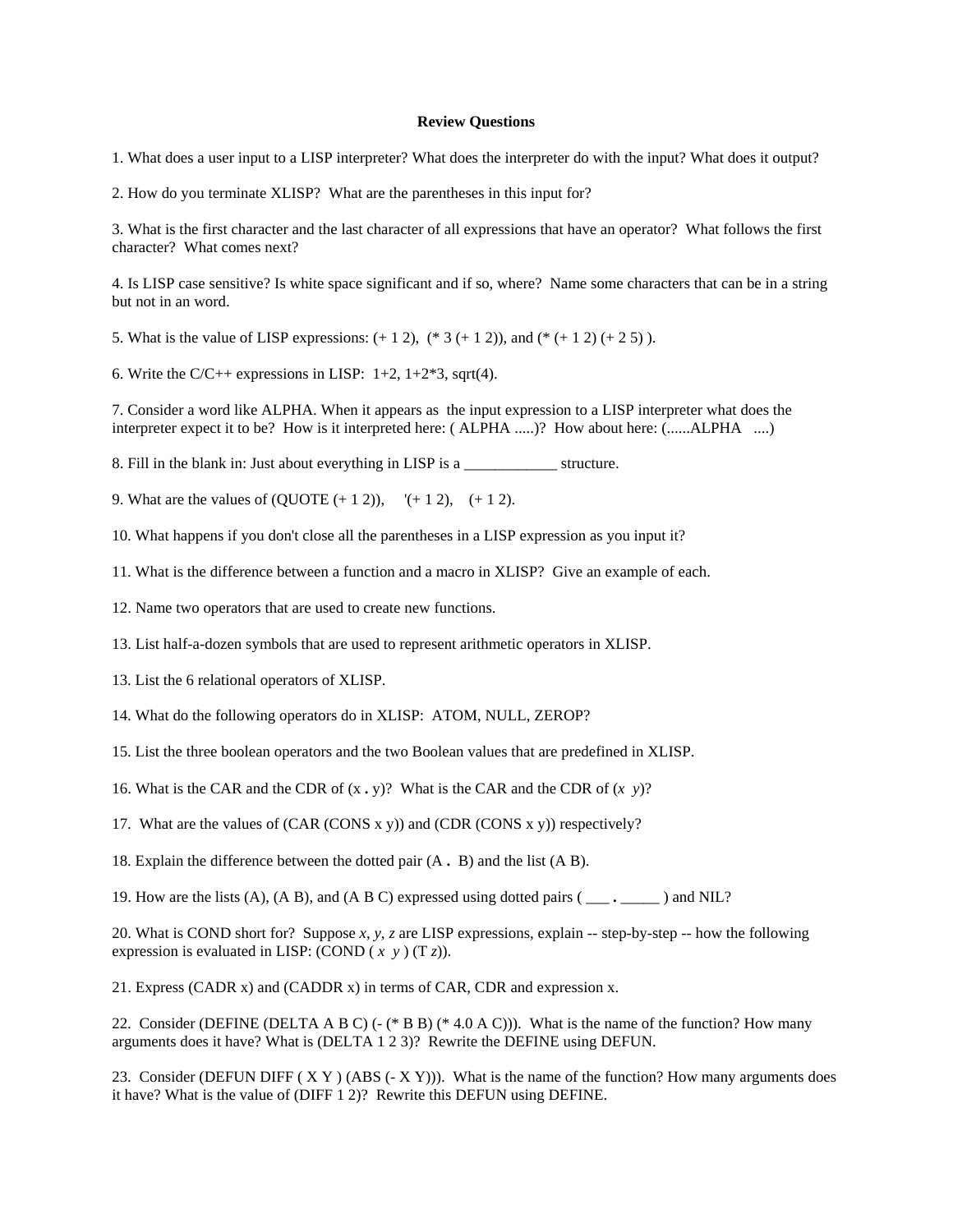**Review Questions**

1. What does a user input to a LISP interpreter? What does the interpreter do with the input? What does it output?

2. How do you terminate XLISP? What are the parentheses in this input for?

3. What is the first character and the last character of all expressions that have an operator? What follows the first character? What comes next?

4. Is LISP case sensitive? Is white space significant and if so, where? Name some characters that can be in a string but not in an word.

5. What is the value of LISP expressions: (+ 1 2), (* 3 (+ 1 2)), and (* (+ 1 2) (+ 2 5) ).

6. Write the C/C++ expressions in LISP: 1+2, 1+2*3, sqrt(4).

7. Consider a word like ALPHA. When it appears as the input expression to a LISP interpreter what does the interpreter expect it to be? How is it interpreted here: ( ALPHA .....)? How about here: (......ALPHA ....)

8. Fill in the blank in: Just about everything in LISP is a ____________ structure.

9. What are the values of (QUOTE (+ 1 2)), '(+ 1 2), (+ 1 2).

10. What happens if you don't close all the parentheses in a LISP expression as you input it?

11. What is the difference between a function and a macro in XLISP? Give an example of each.

12. Name two operators that are used to create new functions.

13. List half-a-dozen symbols that are used to represent arithmetic operators in XLISP.

13. List the 6 relational operators of XLISP.

14. What do the following operators do in XLISP: ATOM, NULL, ZEROP?

15. List the three boolean operators and the two Boolean values that are predefined in XLISP.

16. What is the CAR and the CDR of (x **.** y)? What is the CAR and the CDR of (*x y*)?

17. What are the values of (CAR (CONS x y)) and (CDR (CONS x y)) respectively?

18. Explain the difference between the dotted pair (A **.** B) and the list (A B).

19. How are the lists (A), (A B), and (A B C) expressed using dotted pairs ( ___ **.** _____ ) and NIL?

20. What is COND short for? Suppose *x*, *y*, *z* are LISP expressions, explain -- step-by-step -- how the following expression is evaluated in LISP: (COND ( *x y* ) (T *z*)).

21. Express (CADR x) and (CADDR x) in terms of CAR, CDR and expression x.

22. Consider (DEFINE (DELTA A B C) (- (* B B) (* 4.0 A C))). What is the name of the function? How many arguments does it have? What is (DELTA 1 2 3)? Rewrite the DEFINE using DEFUN.

23. Consider (DEFUN DIFF ( X Y ) (ABS (- X Y))). What is the name of the function? How many arguments does it have? What is the value of (DIFF 1 2)? Rewrite this DEFUN using DEFINE.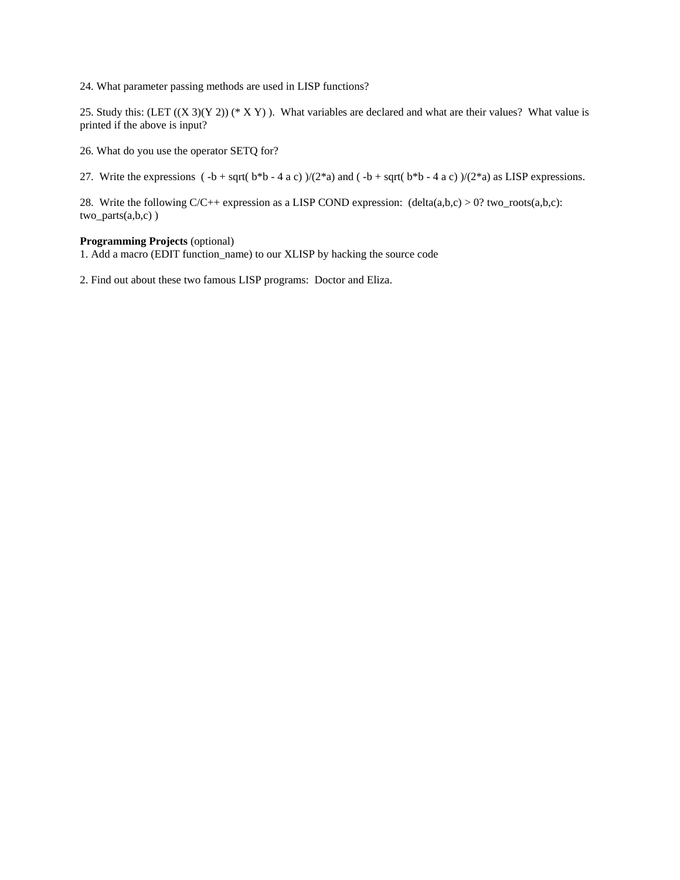24. What parameter passing methods are used in LISP functions?

25. Study this: (LET ((X 3)(Y 2)) (* X Y) ). What variables are declared and what are their values? What value is printed if the above is input?

26. What do you use the operator SETQ for?

27. Write the expressions ( -b + sqrt( b*b - 4 a c) )/(2*a) and ( -b + sqrt( b*b - 4 a c) )/(2*a) as LISP expressions.

28. Write the following C/C++ expression as a LISP COND expression: (delta(a,b,c) > 0? two_roots(a,b,c): two_parts(a,b,c) )

**Programming Projects** (optional)

1. Add a macro (EDIT function_name) to our XLISP by hacking the source code

2. Find out about these two famous LISP programs: Doctor and Eliza.